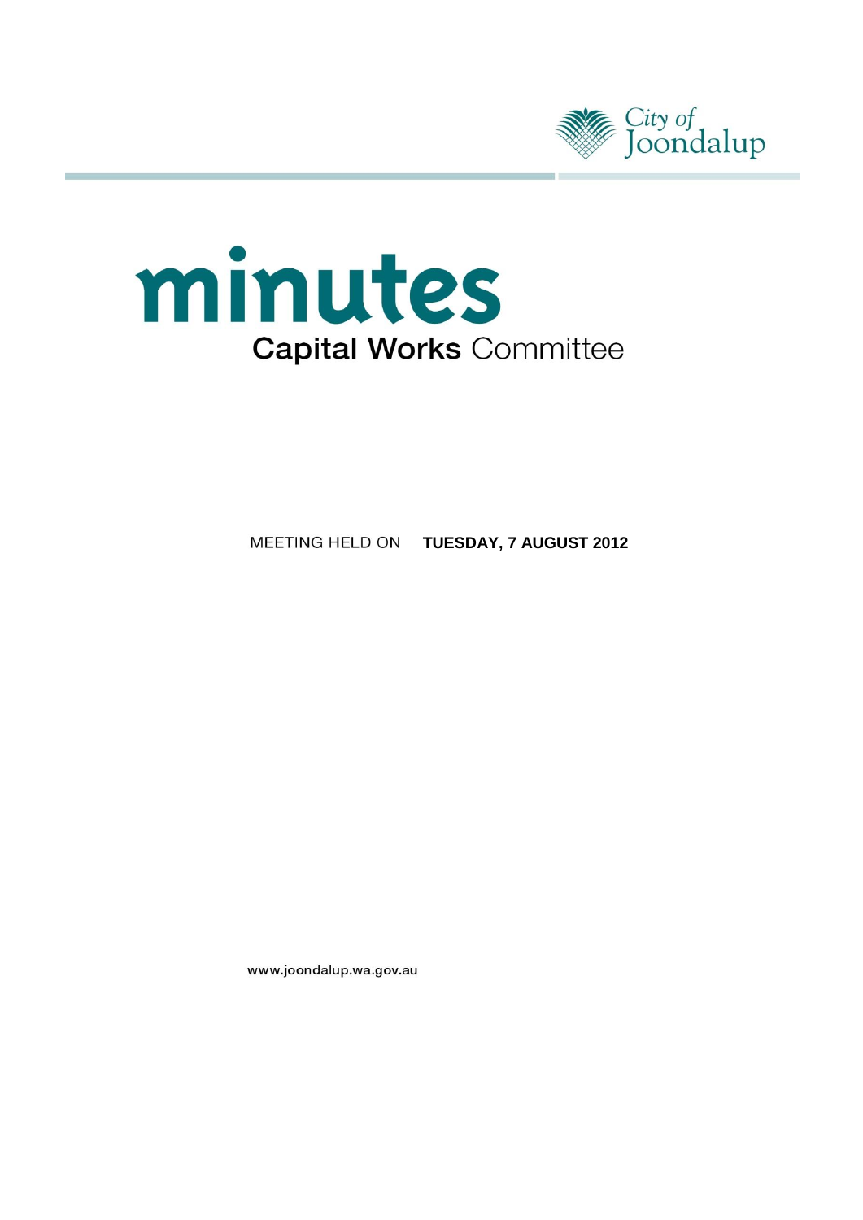City of Joondalup

# minutes

## Capital Works Committee

MEETING HELD ON **TUESDAY, 7 AUGUST 2012**

www.joondalup.wa.gov.au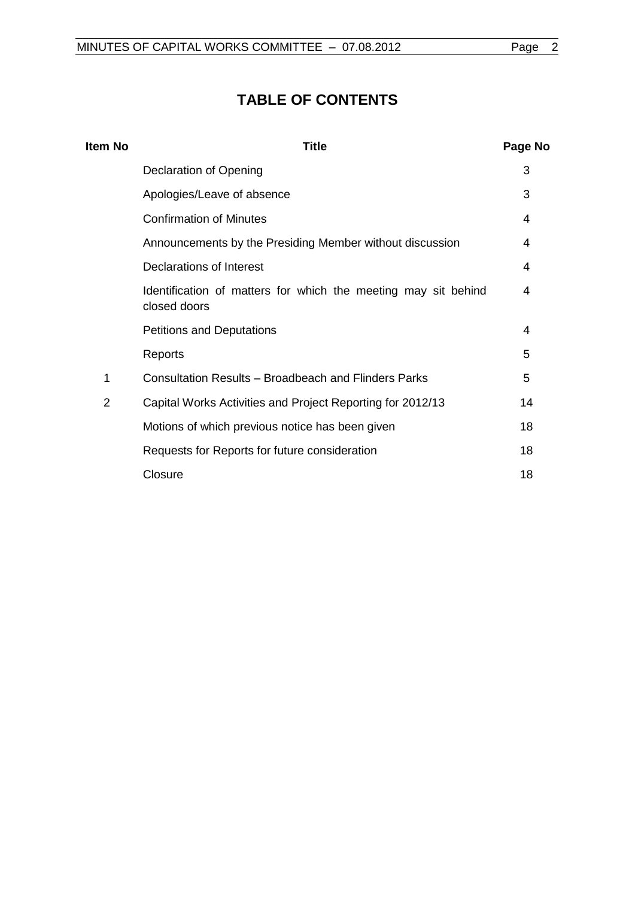# TABLE OF CONTENTS

| Item No | Title | Page No |
|---|---|---|
| | Declaration of Opening | 3 |
| | Apologies/Leave of absence | 3 |
| | Confirmation of Minutes | 4 |
| | Announcements by the Presiding Member without discussion | 4 |
| | Declarations of Interest | 4 |
| | Identification of matters for which the meeting may sit behind closed doors | 4 |
| | Petitions and Deputations | 4 |
| | Reports | 5 |
| 1 | Consultation Results – Broadbeach and Flinders Parks | 5 |
| 2 | Capital Works Activities and Project Reporting for 2012/13 | 14 |
| | Motions of which previous notice has been given | 18 |
| | Requests for Reports for future consideration | 18 |
| | Closure | 18 |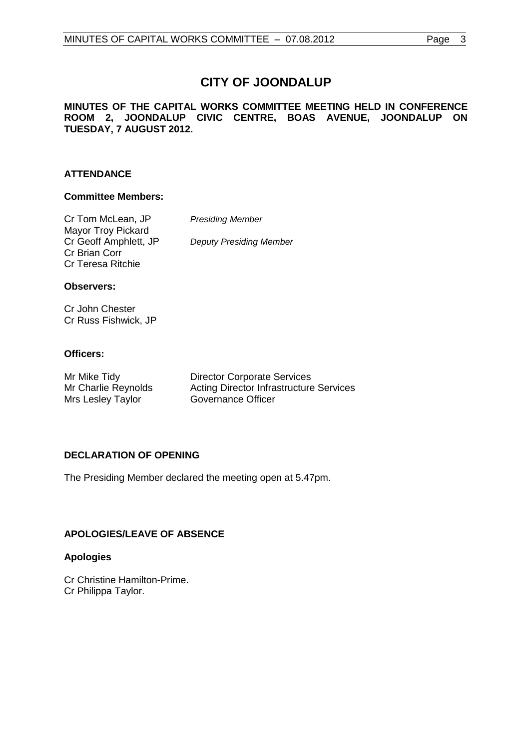# CITY OF JOONDALUP

**MINUTES OF THE CAPITAL WORKS COMMITTEE MEETING HELD IN CONFERENCE ROOM 2, JOONDALUP CIVIC CENTRE, BOAS AVENUE, JOONDALUP ON TUESDAY, 7 AUGUST 2012.**

## ATTENDANCE

### Committee Members:

| | |
|---|---|
| Cr Tom McLean, JP | *Presiding Member* |
| Mayor Troy Pickard | |
| Cr Geoff Amphlett, JP | *Deputy Presiding Member* |
| Cr Brian Corr | |
| Cr Teresa Ritchie | |

### Observers:

Cr John Chester
Cr Russ Fishwick, JP

### Officers:

| | |
|---|---|
| Mr Mike Tidy | Director Corporate Services |
| Mr Charlie Reynolds | Acting Director Infrastructure Services |
| Mrs Lesley Taylor | Governance Officer |

## DECLARATION OF OPENING

The Presiding Member declared the meeting open at 5.47pm.

## APOLOGIES/LEAVE OF ABSENCE

### Apologies

Cr Christine Hamilton-Prime.
Cr Philippa Taylor.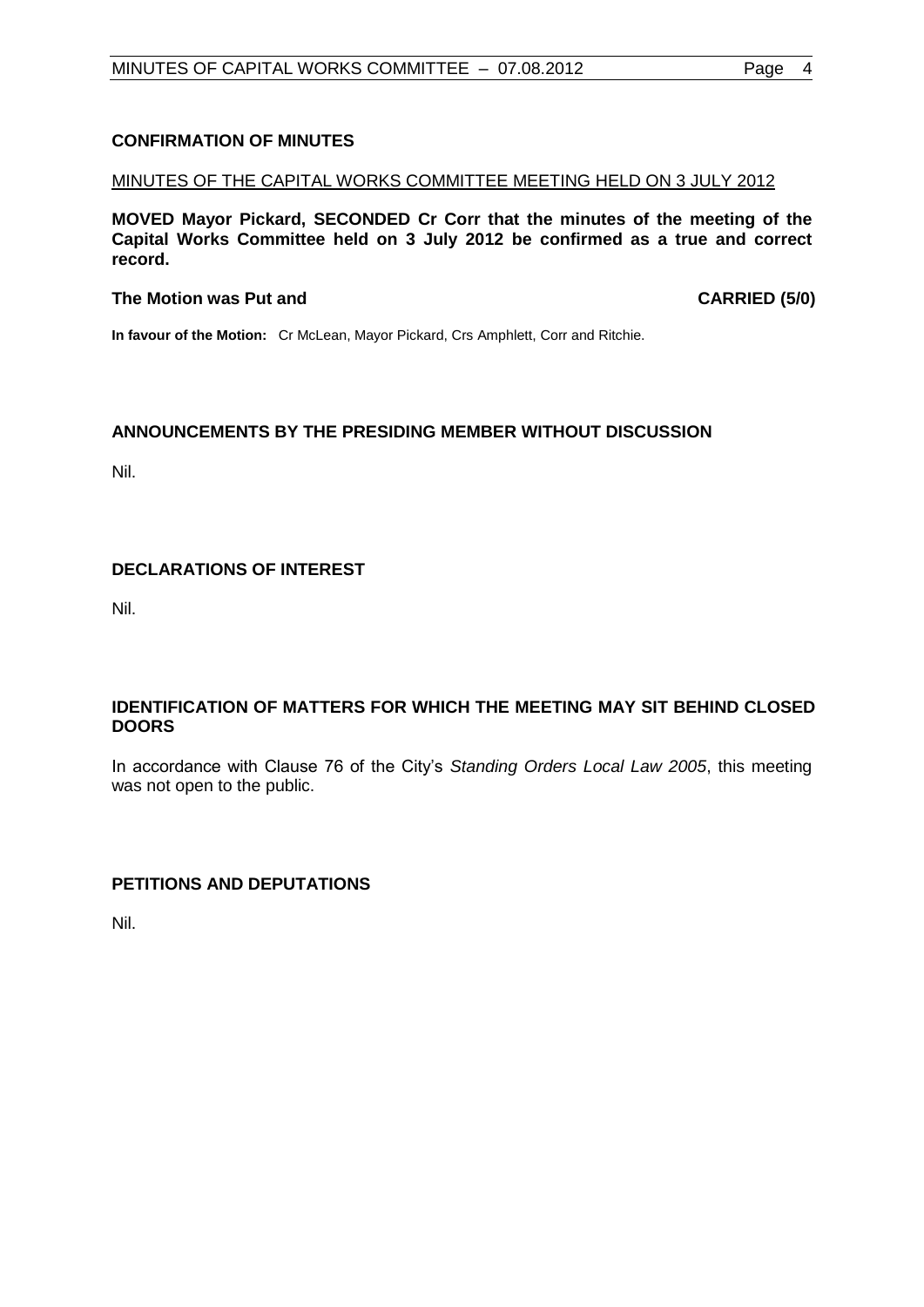## CONFIRMATION OF MINUTES

MINUTES OF THE CAPITAL WORKS COMMITTEE MEETING HELD ON 3 JULY 2012

**MOVED Mayor Pickard, SECONDED Cr Corr that the minutes of the meeting of the Capital Works Committee held on 3 July 2012 be confirmed as a true and correct record.**

**The Motion was Put and CARRIED (5/0)**

**In favour of the Motion:** Cr McLean, Mayor Pickard, Crs Amphlett, Corr and Ritchie.

## ANNOUNCEMENTS BY THE PRESIDING MEMBER WITHOUT DISCUSSION

Nil.

## DECLARATIONS OF INTEREST

Nil.

## IDENTIFICATION OF MATTERS FOR WHICH THE MEETING MAY SIT BEHIND CLOSED DOORS

In accordance with Clause 76 of the City's *Standing Orders Local Law 2005*, this meeting was not open to the public.

## PETITIONS AND DEPUTATIONS

Nil.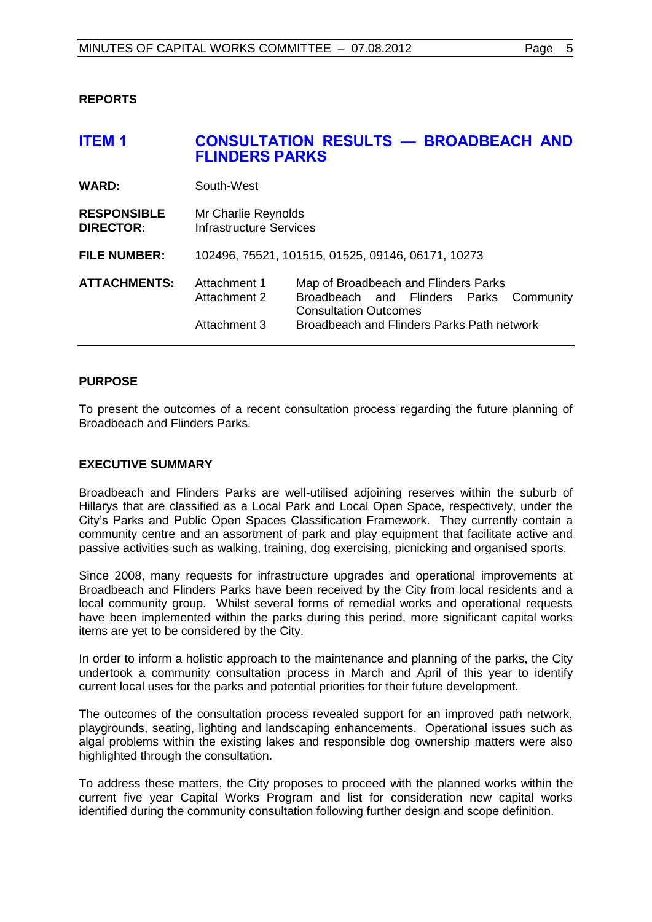**REPORTS**

## ITEM 1 CONSULTATION RESULTS — BROADBEACH AND FLINDERS PARKS

| | |
|---|---|
| **WARD:** | South-West |
| **RESPONSIBLE DIRECTOR:** | Mr Charlie Reynolds<br>Infrastructure Services |
| **FILE NUMBER:** | 102496, 75521, 101515, 01525, 09146, 06171, 10273 |
| **ATTACHMENTS:** | Attachment 1 Map of Broadbeach and Flinders Parks<br>Attachment 2 Broadbeach and Flinders Parks Community Consultation Outcomes<br>Attachment 3 Broadbeach and Flinders Parks Path network |

**PURPOSE**

To present the outcomes of a recent consultation process regarding the future planning of Broadbeach and Flinders Parks.

**EXECUTIVE SUMMARY**

Broadbeach and Flinders Parks are well-utilised adjoining reserves within the suburb of Hillarys that are classified as a Local Park and Local Open Space, respectively, under the City's Parks and Public Open Spaces Classification Framework. They currently contain a community centre and an assortment of park and play equipment that facilitate active and passive activities such as walking, training, dog exercising, picnicking and organised sports.

Since 2008, many requests for infrastructure upgrades and operational improvements at Broadbeach and Flinders Parks have been received by the City from local residents and a local community group. Whilst several forms of remedial works and operational requests have been implemented within the parks during this period, more significant capital works items are yet to be considered by the City.

In order to inform a holistic approach to the maintenance and planning of the parks, the City undertook a community consultation process in March and April of this year to identify current local uses for the parks and potential priorities for their future development.

The outcomes of the consultation process revealed support for an improved path network, playgrounds, seating, lighting and landscaping enhancements. Operational issues such as algal problems within the existing lakes and responsible dog ownership matters were also highlighted through the consultation.

To address these matters, the City proposes to proceed with the planned works within the current five year Capital Works Program and list for consideration new capital works identified during the community consultation following further design and scope definition.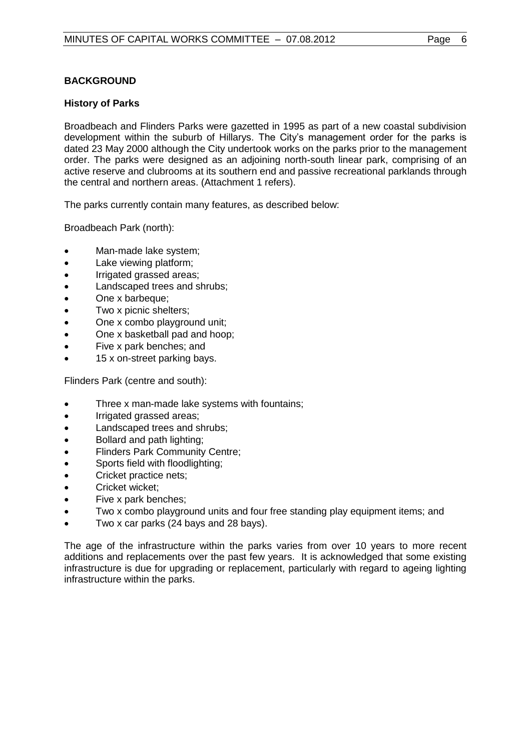**BACKGROUND**

**History of Parks**

Broadbeach and Flinders Parks were gazetted in 1995 as part of a new coastal subdivision development within the suburb of Hillarys. The City's management order for the parks is dated 23 May 2000 although the City undertook works on the parks prior to the management order. The parks were designed as an adjoining north-south linear park, comprising of an active reserve and clubrooms at its southern end and passive recreational parklands through the central and northern areas. (Attachment 1 refers).

The parks currently contain many features, as described below:

Broadbeach Park (north):

- Man-made lake system;
- Lake viewing platform;
- Irrigated grassed areas;
- Landscaped trees and shrubs;
- One x barbeque;
- Two x picnic shelters;
- One x combo playground unit;
- One x basketball pad and hoop;
- Five x park benches; and
- 15 x on-street parking bays.

Flinders Park (centre and south):

- Three x man-made lake systems with fountains;
- Irrigated grassed areas;
- Landscaped trees and shrubs;
- Bollard and path lighting;
- Flinders Park Community Centre;
- Sports field with floodlighting;
- Cricket practice nets;
- Cricket wicket;
- Five x park benches;
- Two x combo playground units and four free standing play equipment items; and
- Two x car parks (24 bays and 28 bays).

The age of the infrastructure within the parks varies from over 10 years to more recent additions and replacements over the past few years. It is acknowledged that some existing infrastructure is due for upgrading or replacement, particularly with regard to ageing lighting infrastructure within the parks.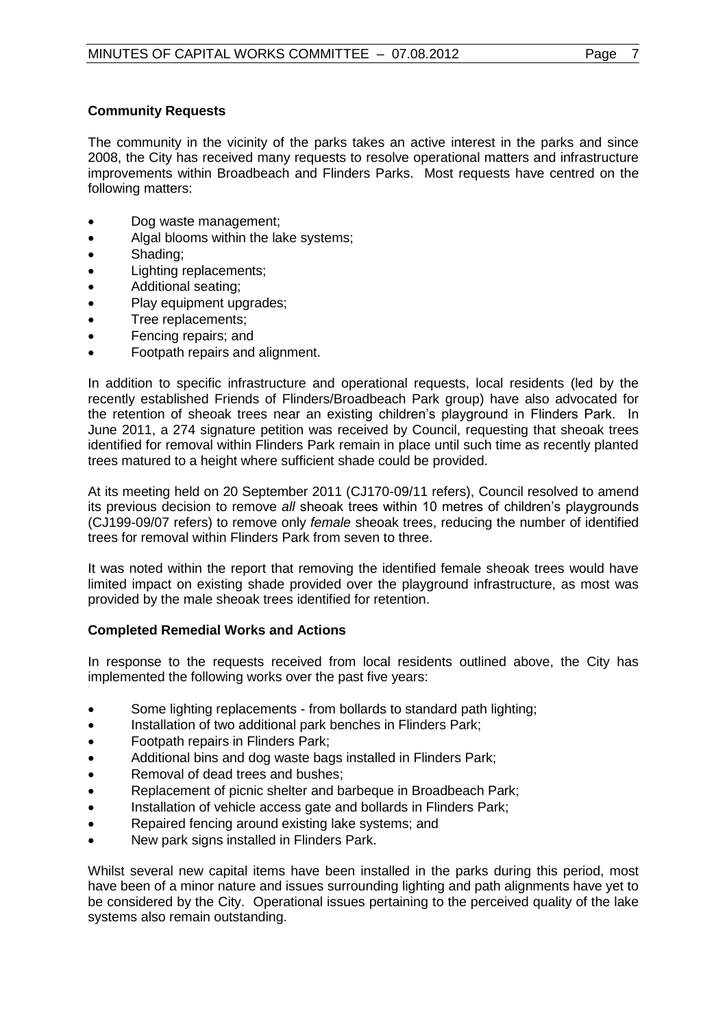**Community Requests**

The community in the vicinity of the parks takes an active interest in the parks and since 2008, the City has received many requests to resolve operational matters and infrastructure improvements within Broadbeach and Flinders Parks. Most requests have centred on the following matters:

- Dog waste management;
- Algal blooms within the lake systems;
- Shading;
- Lighting replacements;
- Additional seating;
- Play equipment upgrades;
- Tree replacements;
- Fencing repairs; and
- Footpath repairs and alignment.

In addition to specific infrastructure and operational requests, local residents (led by the recently established Friends of Flinders/Broadbeach Park group) have also advocated for the retention of sheoak trees near an existing children's playground in Flinders Park. In June 2011, a 274 signature petition was received by Council, requesting that sheoak trees identified for removal within Flinders Park remain in place until such time as recently planted trees matured to a height where sufficient shade could be provided.

At its meeting held on 20 September 2011 (CJ170-09/11 refers), Council resolved to amend its previous decision to remove *all* sheoak trees within 10 metres of children's playgrounds (CJ199-09/07 refers) to remove only *female* sheoak trees, reducing the number of identified trees for removal within Flinders Park from seven to three.

It was noted within the report that removing the identified female sheoak trees would have limited impact on existing shade provided over the playground infrastructure, as most was provided by the male sheoak trees identified for retention.

**Completed Remedial Works and Actions**

In response to the requests received from local residents outlined above, the City has implemented the following works over the past five years:

- Some lighting replacements - from bollards to standard path lighting;
- Installation of two additional park benches in Flinders Park;
- Footpath repairs in Flinders Park;
- Additional bins and dog waste bags installed in Flinders Park;
- Removal of dead trees and bushes;
- Replacement of picnic shelter and barbeque in Broadbeach Park;
- Installation of vehicle access gate and bollards in Flinders Park;
- Repaired fencing around existing lake systems; and
- New park signs installed in Flinders Park.

Whilst several new capital items have been installed in the parks during this period, most have been of a minor nature and issues surrounding lighting and path alignments have yet to be considered by the City. Operational issues pertaining to the perceived quality of the lake systems also remain outstanding.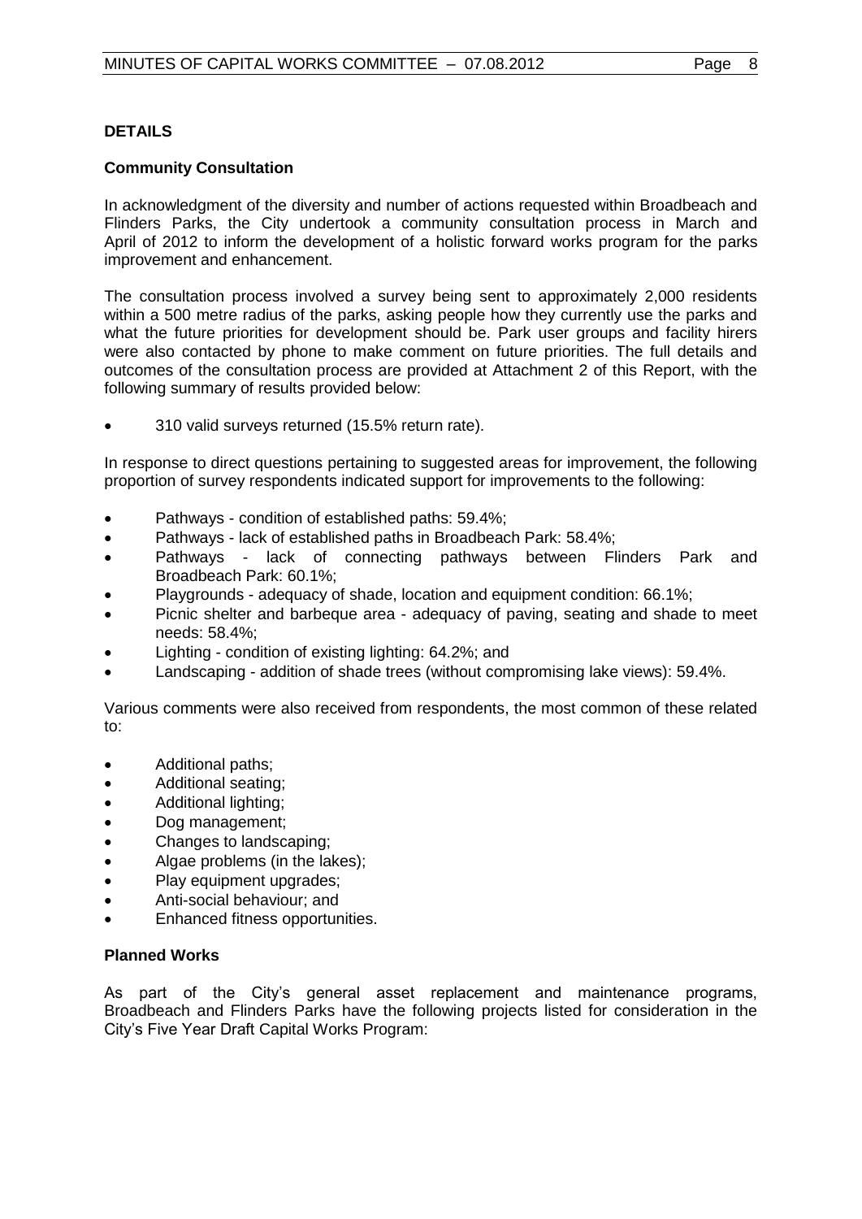**DETAILS**

**Community Consultation**

In acknowledgment of the diversity and number of actions requested within Broadbeach and Flinders Parks, the City undertook a community consultation process in March and April of 2012 to inform the development of a holistic forward works program for the parks improvement and enhancement.

The consultation process involved a survey being sent to approximately 2,000 residents within a 500 metre radius of the parks, asking people how they currently use the parks and what the future priorities for development should be. Park user groups and facility hirers were also contacted by phone to make comment on future priorities. The full details and outcomes of the consultation process are provided at Attachment 2 of this Report, with the following summary of results provided below:

- 310 valid surveys returned (15.5% return rate).

In response to direct questions pertaining to suggested areas for improvement, the following proportion of survey respondents indicated support for improvements to the following:

- Pathways - condition of established paths: 59.4%;
- Pathways - lack of established paths in Broadbeach Park: 58.4%;
- Pathways - lack of connecting pathways between Flinders Park and Broadbeach Park: 60.1%;
- Playgrounds - adequacy of shade, location and equipment condition: 66.1%;
- Picnic shelter and barbeque area - adequacy of paving, seating and shade to meet needs: 58.4%;
- Lighting - condition of existing lighting: 64.2%; and
- Landscaping - addition of shade trees (without compromising lake views): 59.4%.

Various comments were also received from respondents, the most common of these related to:

- Additional paths;
- Additional seating;
- Additional lighting;
- Dog management;
- Changes to landscaping;
- Algae problems (in the lakes);
- Play equipment upgrades;
- Anti-social behaviour; and
- Enhanced fitness opportunities.

**Planned Works**

As part of the City's general asset replacement and maintenance programs, Broadbeach and Flinders Parks have the following projects listed for consideration in the City's Five Year Draft Capital Works Program: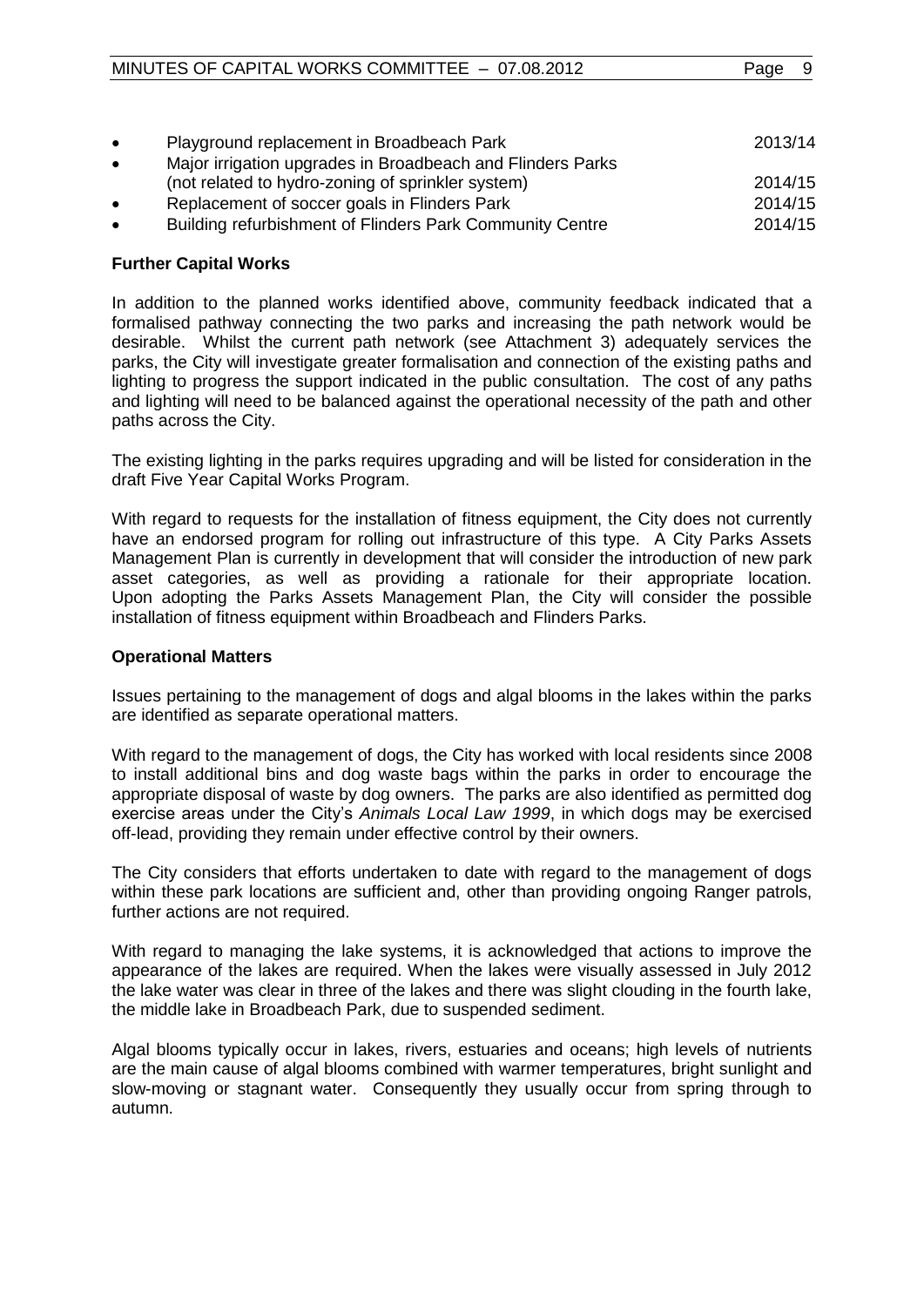- Playground replacement in Broadbeach Park 2013/14
- Major irrigation upgrades in Broadbeach and Flinders Parks (not related to hydro-zoning of sprinkler system) 2014/15
- Replacement of soccer goals in Flinders Park 2014/15
- Building refurbishment of Flinders Park Community Centre 2014/15

**Further Capital Works**

In addition to the planned works identified above, community feedback indicated that a formalised pathway connecting the two parks and increasing the path network would be desirable. Whilst the current path network (see Attachment 3) adequately services the parks, the City will investigate greater formalisation and connection of the existing paths and lighting to progress the support indicated in the public consultation. The cost of any paths and lighting will need to be balanced against the operational necessity of the path and other paths across the City.

The existing lighting in the parks requires upgrading and will be listed for consideration in the draft Five Year Capital Works Program.

With regard to requests for the installation of fitness equipment, the City does not currently have an endorsed program for rolling out infrastructure of this type. A City Parks Assets Management Plan is currently in development that will consider the introduction of new park asset categories, as well as providing a rationale for their appropriate location. Upon adopting the Parks Assets Management Plan, the City will consider the possible installation of fitness equipment within Broadbeach and Flinders Parks.

**Operational Matters**

Issues pertaining to the management of dogs and algal blooms in the lakes within the parks are identified as separate operational matters.

With regard to the management of dogs, the City has worked with local residents since 2008 to install additional bins and dog waste bags within the parks in order to encourage the appropriate disposal of waste by dog owners. The parks are also identified as permitted dog exercise areas under the City's *Animals Local Law 1999*, in which dogs may be exercised off-lead, providing they remain under effective control by their owners.

The City considers that efforts undertaken to date with regard to the management of dogs within these park locations are sufficient and, other than providing ongoing Ranger patrols, further actions are not required.

With regard to managing the lake systems, it is acknowledged that actions to improve the appearance of the lakes are required. When the lakes were visually assessed in July 2012 the lake water was clear in three of the lakes and there was slight clouding in the fourth lake, the middle lake in Broadbeach Park, due to suspended sediment.

Algal blooms typically occur in lakes, rivers, estuaries and oceans; high levels of nutrients are the main cause of algal blooms combined with warmer temperatures, bright sunlight and slow-moving or stagnant water. Consequently they usually occur from spring through to autumn.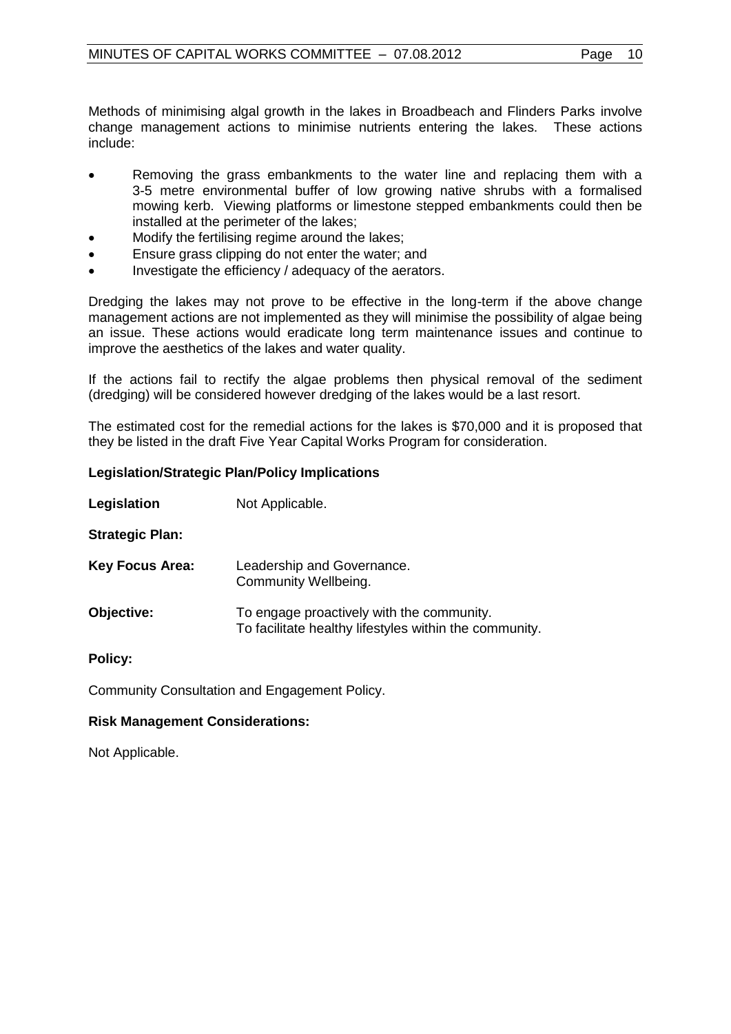Methods of minimising algal growth in the lakes in Broadbeach and Flinders Parks involve change management actions to minimise nutrients entering the lakes. These actions include:

- Removing the grass embankments to the water line and replacing them with a 3-5 metre environmental buffer of low growing native shrubs with a formalised mowing kerb. Viewing platforms or limestone stepped embankments could then be installed at the perimeter of the lakes;
- Modify the fertilising regime around the lakes;
- Ensure grass clipping do not enter the water; and
- Investigate the efficiency / adequacy of the aerators.

Dredging the lakes may not prove to be effective in the long-term if the above change management actions are not implemented as they will minimise the possibility of algae being an issue. These actions would eradicate long term maintenance issues and continue to improve the aesthetics of the lakes and water quality.

If the actions fail to rectify the algae problems then physical removal of the sediment (dredging) will be considered however dredging of the lakes would be a last resort.

The estimated cost for the remedial actions for the lakes is $70,000 and it is proposed that they be listed in the draft Five Year Capital Works Program for consideration.

**Legislation/Strategic Plan/Policy Implications**

**Legislation** Not Applicable.

**Strategic Plan:**

**Key Focus Area:** Leadership and Governance.
Community Wellbeing.

**Objective:** To engage proactively with the community.
To facilitate healthy lifestyles within the community.

**Policy:**

Community Consultation and Engagement Policy.

**Risk Management Considerations:**

Not Applicable.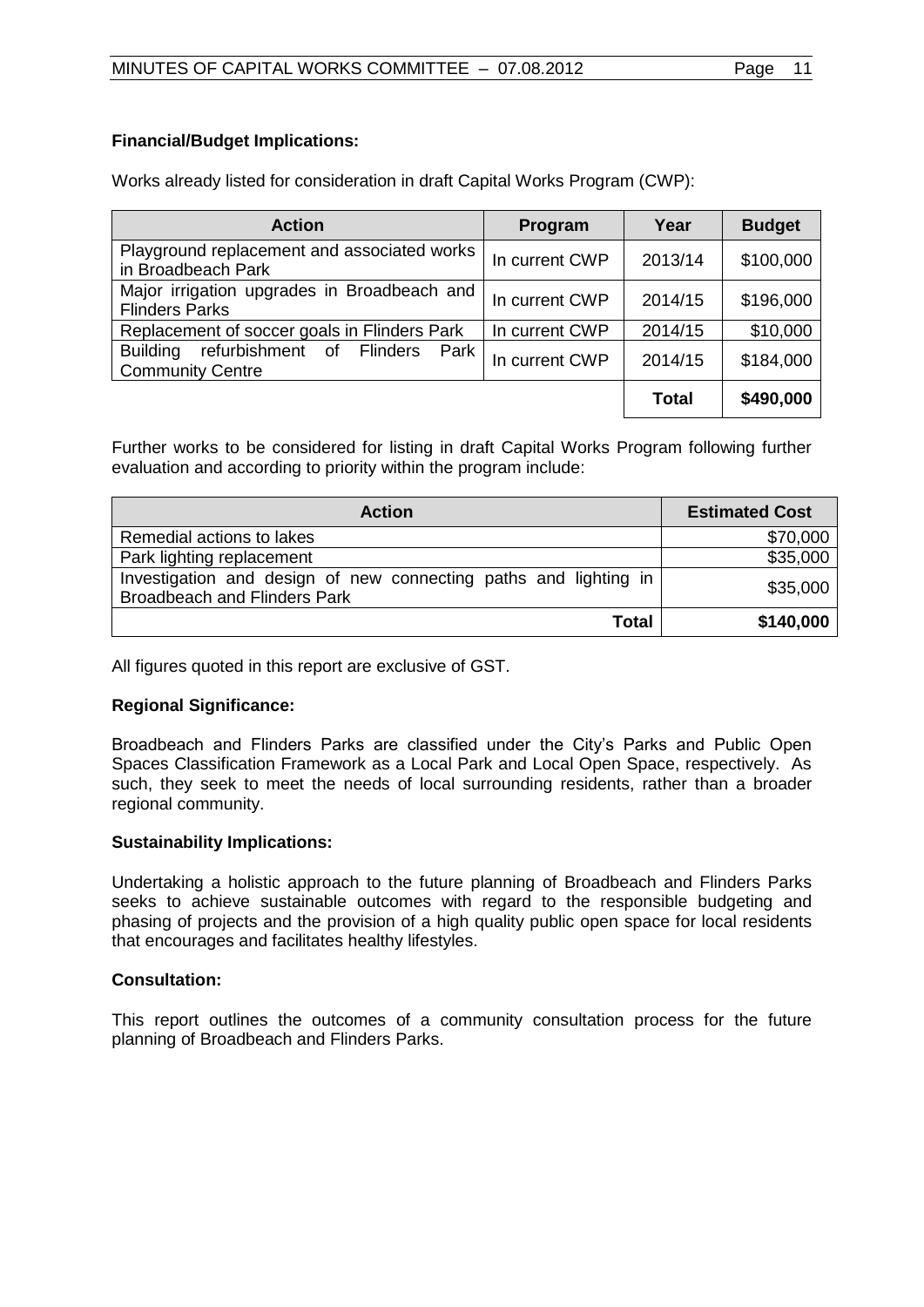**Financial/Budget Implications:**

Works already listed for consideration in draft Capital Works Program (CWP):

| Action | Program | Year | Budget |
|---|---|---|---|
| Playground replacement and associated works in Broadbeach Park | In current CWP | 2013/14 | \$100,000 |
| Major irrigation upgrades in Broadbeach and Flinders Parks | In current CWP | 2014/15 | \$196,000 |
| Replacement of soccer goals in Flinders Park | In current CWP | 2014/15 | \$10,000 |
| Building refurbishment of Flinders Park Community Centre | In current CWP | 2014/15 | \$184,000 |
| | | **Total** | **\$490,000** |

Further works to be considered for listing in draft Capital Works Program following further evaluation and according to priority within the program include:

| Action | Estimated Cost |
|---|---|
| Remedial actions to lakes | \$70,000 |
| Park lighting replacement | \$35,000 |
| Investigation and design of new connecting paths and lighting in Broadbeach and Flinders Park | \$35,000 |
| **Total** | **\$140,000** |

All figures quoted in this report are exclusive of GST.

**Regional Significance:**

Broadbeach and Flinders Parks are classified under the City's Parks and Public Open Spaces Classification Framework as a Local Park and Local Open Space, respectively. As such, they seek to meet the needs of local surrounding residents, rather than a broader regional community.

**Sustainability Implications:**

Undertaking a holistic approach to the future planning of Broadbeach and Flinders Parks seeks to achieve sustainable outcomes with regard to the responsible budgeting and phasing of projects and the provision of a high quality public open space for local residents that encourages and facilitates healthy lifestyles.

**Consultation:**

This report outlines the outcomes of a community consultation process for the future planning of Broadbeach and Flinders Parks.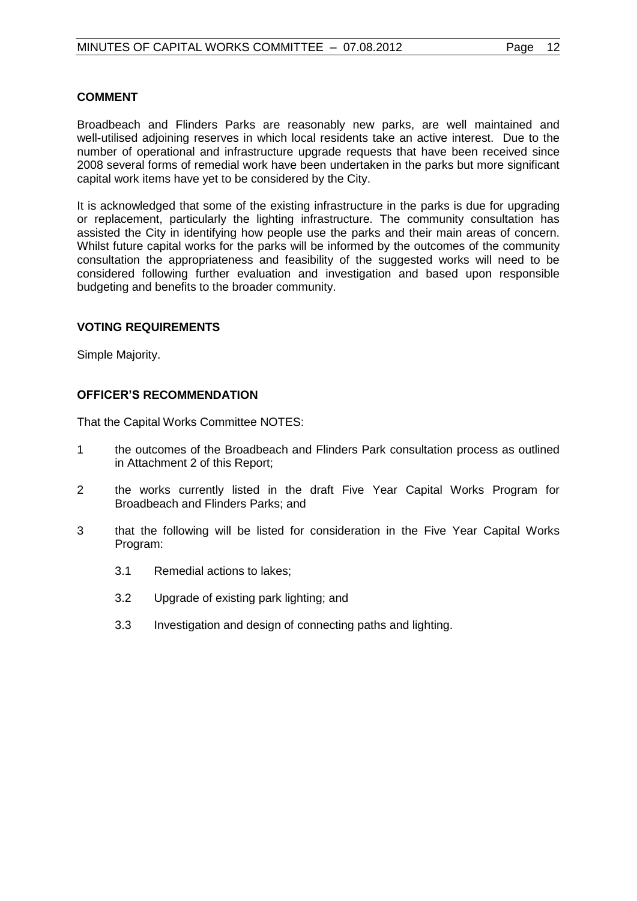## COMMENT

Broadbeach and Flinders Parks are reasonably new parks, are well maintained and well-utilised adjoining reserves in which local residents take an active interest. Due to the number of operational and infrastructure upgrade requests that have been received since 2008 several forms of remedial work have been undertaken in the parks but more significant capital work items have yet to be considered by the City.

It is acknowledged that some of the existing infrastructure in the parks is due for upgrading or replacement, particularly the lighting infrastructure. The community consultation has assisted the City in identifying how people use the parks and their main areas of concern. Whilst future capital works for the parks will be informed by the outcomes of the community consultation the appropriateness and feasibility of the suggested works will need to be considered following further evaluation and investigation and based upon responsible budgeting and benefits to the broader community.

## VOTING REQUIREMENTS

Simple Majority.

## OFFICER'S RECOMMENDATION

That the Capital Works Committee NOTES:

1 the outcomes of the Broadbeach and Flinders Park consultation process as outlined in Attachment 2 of this Report;

2 the works currently listed in the draft Five Year Capital Works Program for Broadbeach and Flinders Parks; and

3 that the following will be listed for consideration in the Five Year Capital Works Program:

   3.1 Remedial actions to lakes;

   3.2 Upgrade of existing park lighting; and

   3.3 Investigation and design of connecting paths and lighting.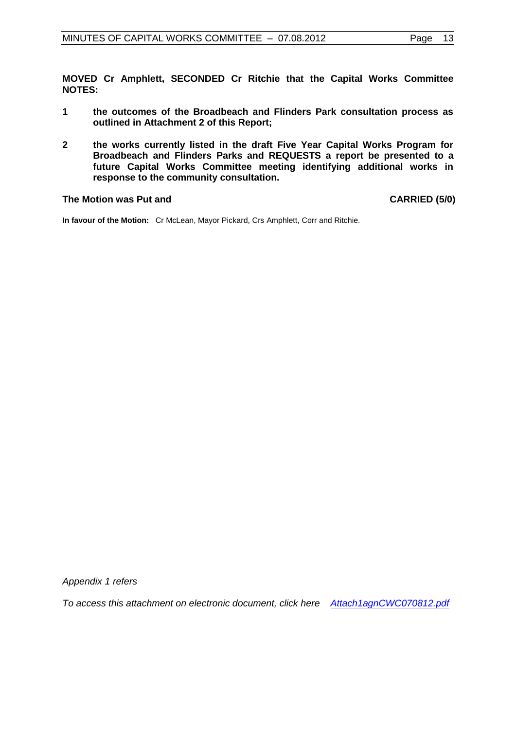**MOVED Cr Amphlett, SECONDED Cr Ritchie that the Capital Works Committee NOTES:**

1. **the outcomes of the Broadbeach and Flinders Park consultation process as outlined in Attachment 2 of this Report;**

2. **the works currently listed in the draft Five Year Capital Works Program for Broadbeach and Flinders Parks and REQUESTS a report be presented to a future Capital Works Committee meeting identifying additional works in response to the community consultation.**

**The Motion was Put and CARRIED (5/0)**

**In favour of the Motion:** Cr McLean, Mayor Pickard, Crs Amphlett, Corr and Ritchie.

*Appendix 1 refers*

*To access this attachment on electronic document, click here [Attach1agnCWC070812.pdf](Attach1agnCWC070812.pdf)*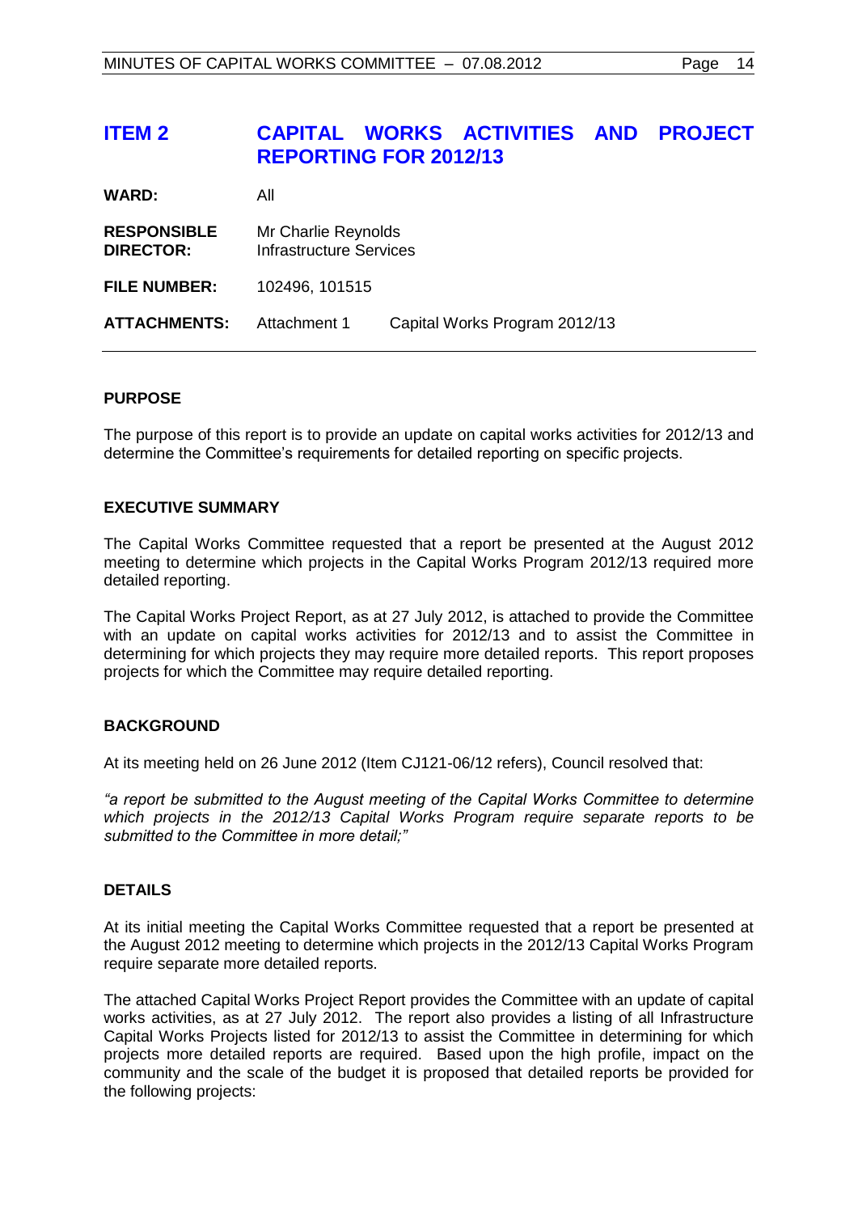# ITEM 2 CAPITAL WORKS ACTIVITIES AND PROJECT REPORTING FOR 2012/13

| | | |
|---|---|---|
| **WARD:** | All | |
| **RESPONSIBLE DIRECTOR:** | Mr Charlie Reynolds Infrastructure Services | |
| **FILE NUMBER:** | 102496, 101515 | |
| **ATTACHMENTS:** | Attachment 1 | Capital Works Program 2012/13 |

## PURPOSE

The purpose of this report is to provide an update on capital works activities for 2012/13 and determine the Committee's requirements for detailed reporting on specific projects.

## EXECUTIVE SUMMARY

The Capital Works Committee requested that a report be presented at the August 2012 meeting to determine which projects in the Capital Works Program 2012/13 required more detailed reporting.

The Capital Works Project Report, as at 27 July 2012, is attached to provide the Committee with an update on capital works activities for 2012/13 and to assist the Committee in determining for which projects they may require more detailed reports. This report proposes projects for which the Committee may require detailed reporting.

## BACKGROUND

At its meeting held on 26 June 2012 (Item CJ121-06/12 refers), Council resolved that:

*"a report be submitted to the August meeting of the Capital Works Committee to determine which projects in the 2012/13 Capital Works Program require separate reports to be submitted to the Committee in more detail;"*

## DETAILS

At its initial meeting the Capital Works Committee requested that a report be presented at the August 2012 meeting to determine which projects in the 2012/13 Capital Works Program require separate more detailed reports.

The attached Capital Works Project Report provides the Committee with an update of capital works activities, as at 27 July 2012. The report also provides a listing of all Infrastructure Capital Works Projects listed for 2012/13 to assist the Committee in determining for which projects more detailed reports are required. Based upon the high profile, impact on the community and the scale of the budget it is proposed that detailed reports be provided for the following projects: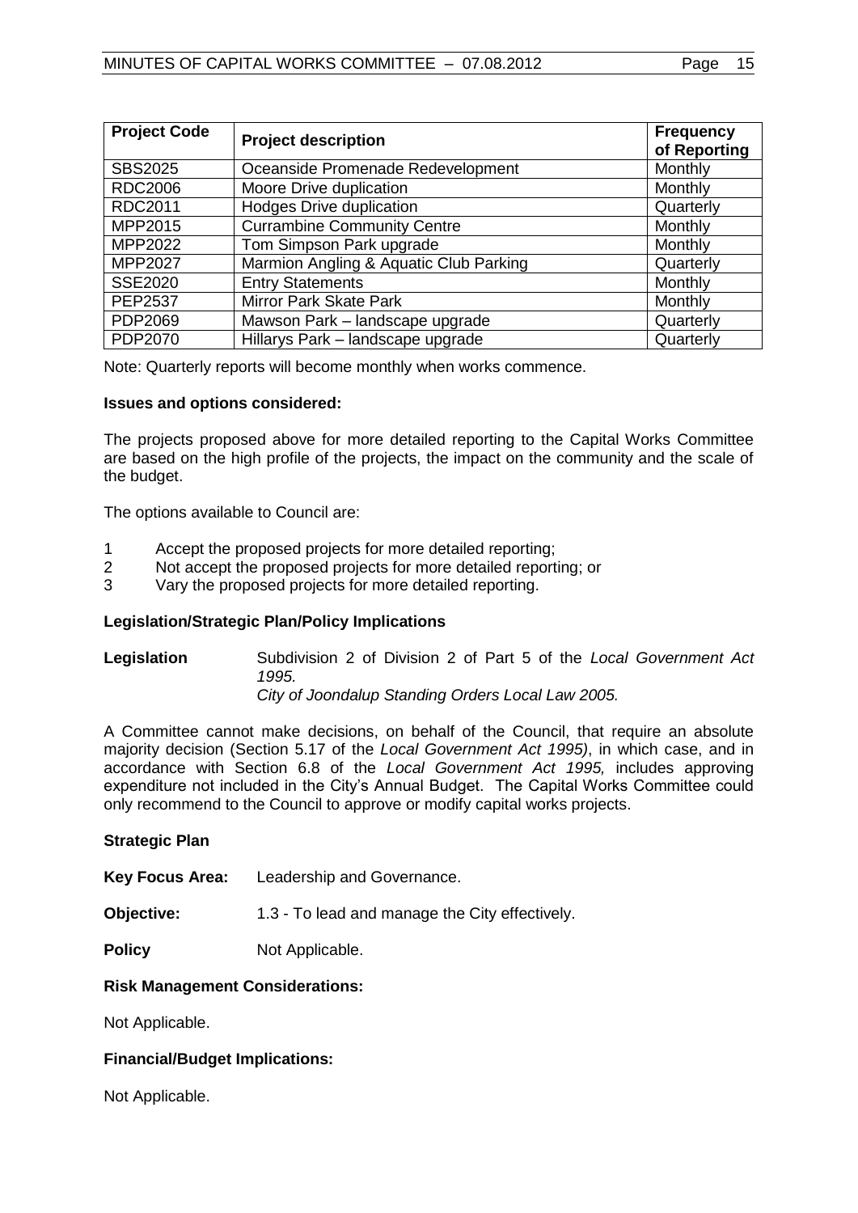| Project Code | Project description | Frequency of Reporting |
|---|---|---|
| SBS2025 | Oceanside Promenade Redevelopment | Monthly |
| RDC2006 | Moore Drive duplication | Monthly |
| RDC2011 | Hodges Drive duplication | Quarterly |
| MPP2015 | Currambine Community Centre | Monthly |
| MPP2022 | Tom Simpson Park upgrade | Monthly |
| MPP2027 | Marmion Angling & Aquatic Club Parking | Quarterly |
| SSE2020 | Entry Statements | Monthly |
| PEP2537 | Mirror Park Skate Park | Monthly |
| PDP2069 | Mawson Park – landscape upgrade | Quarterly |
| PDP2070 | Hillarys Park – landscape upgrade | Quarterly |

Note: Quarterly reports will become monthly when works commence.

**Issues and options considered:**

The projects proposed above for more detailed reporting to the Capital Works Committee are based on the high profile of the projects, the impact on the community and the scale of the budget.

The options available to Council are:

1 Accept the proposed projects for more detailed reporting;
2 Not accept the proposed projects for more detailed reporting; or
3 Vary the proposed projects for more detailed reporting.

**Legislation/Strategic Plan/Policy Implications**

**Legislation** Subdivision 2 of Division 2 of Part 5 of the *Local Government Act 1995.*
*City of Joondalup Standing Orders Local Law 2005.*

A Committee cannot make decisions, on behalf of the Council, that require an absolute majority decision (Section 5.17 of the *Local Government Act 1995)*, in which case, and in accordance with Section 6.8 of the *Local Government Act 1995,* includes approving expenditure not included in the City's Annual Budget. The Capital Works Committee could only recommend to the Council to approve or modify capital works projects.

**Strategic Plan**

**Key Focus Area:** Leadership and Governance.

**Objective:** 1.3 - To lead and manage the City effectively.

**Policy** Not Applicable.

**Risk Management Considerations:**

Not Applicable.

**Financial/Budget Implications:**

Not Applicable.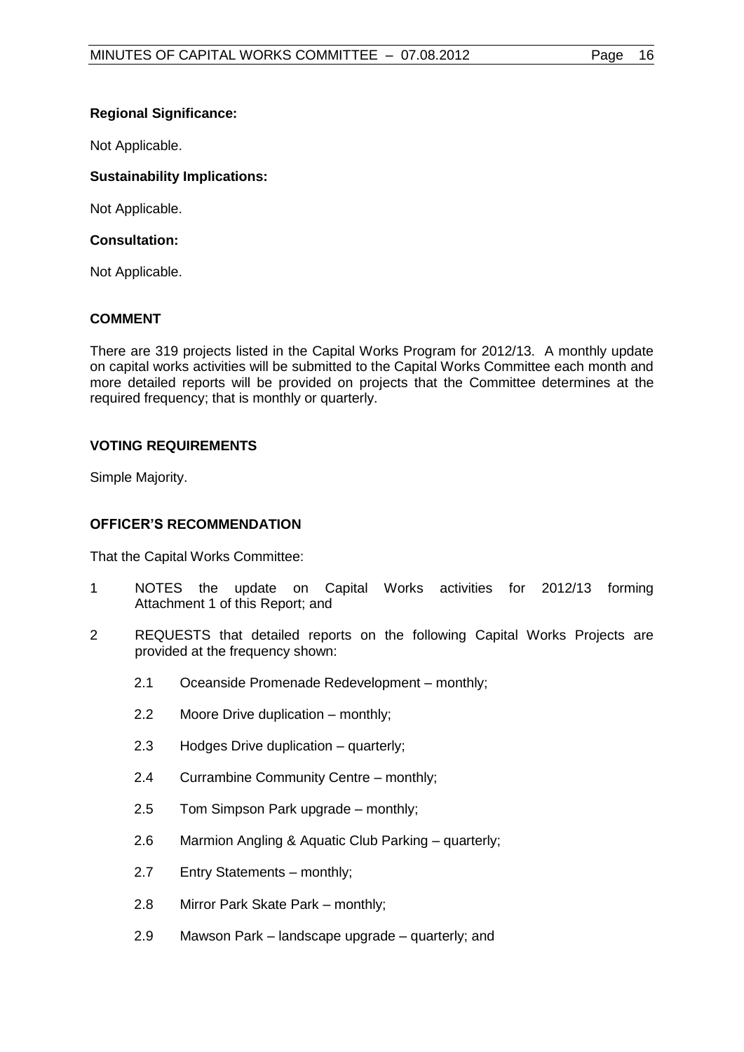**Regional Significance:**

Not Applicable.

**Sustainability Implications:**

Not Applicable.

**Consultation:**

Not Applicable.

## COMMENT

There are 319 projects listed in the Capital Works Program for 2012/13. A monthly update on capital works activities will be submitted to the Capital Works Committee each month and more detailed reports will be provided on projects that the Committee determines at the required frequency; that is monthly or quarterly.

## VOTING REQUIREMENTS

Simple Majority.

## OFFICER'S RECOMMENDATION

That the Capital Works Committee:

1. NOTES the update on Capital Works activities for 2012/13 forming Attachment 1 of this Report; and

2. REQUESTS that detailed reports on the following Capital Works Projects are provided at the frequency shown:

   2.1 Oceanside Promenade Redevelopment – monthly;

   2.2 Moore Drive duplication – monthly;

   2.3 Hodges Drive duplication – quarterly;

   2.4 Currambine Community Centre – monthly;

   2.5 Tom Simpson Park upgrade – monthly;

   2.6 Marmion Angling & Aquatic Club Parking – quarterly;

   2.7 Entry Statements – monthly;

   2.8 Mirror Park Skate Park – monthly;

   2.9 Mawson Park – landscape upgrade – quarterly; and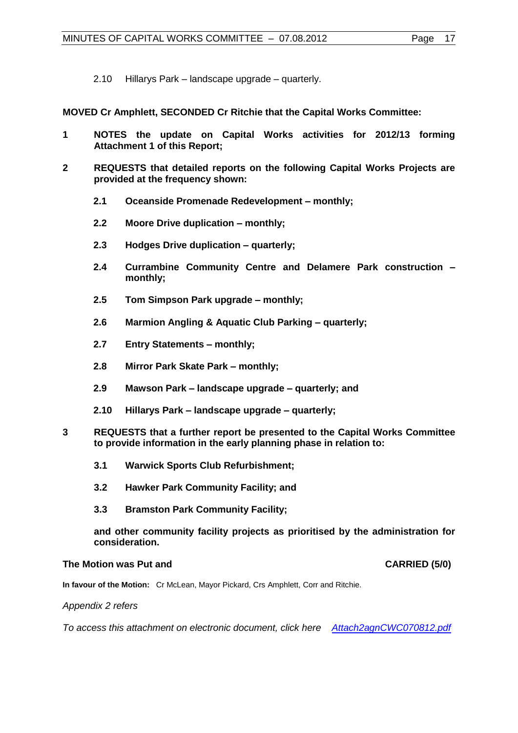2.10 Hillarys Park – landscape upgrade – quarterly.

**MOVED Cr Amphlett, SECONDED Cr Ritchie that the Capital Works Committee:**

**1 NOTES the update on Capital Works activities for 2012/13 forming Attachment 1 of this Report;**

**2 REQUESTS that detailed reports on the following Capital Works Projects are provided at the frequency shown:**

**2.1 Oceanside Promenade Redevelopment – monthly;**

**2.2 Moore Drive duplication – monthly;**

**2.3 Hodges Drive duplication – quarterly;**

**2.4 Currambine Community Centre and Delamere Park construction – monthly;**

**2.5 Tom Simpson Park upgrade – monthly;**

**2.6 Marmion Angling & Aquatic Club Parking – quarterly;**

**2.7 Entry Statements – monthly;**

**2.8 Mirror Park Skate Park – monthly;**

**2.9 Mawson Park – landscape upgrade – quarterly; and**

**2.10 Hillarys Park – landscape upgrade – quarterly;**

**3 REQUESTS that a further report be presented to the Capital Works Committee to provide information in the early planning phase in relation to:**

**3.1 Warwick Sports Club Refurbishment;**

**3.2 Hawker Park Community Facility; and**

**3.3 Bramston Park Community Facility;**

**and other community facility projects as prioritised by the administration for consideration.**

**The Motion was Put and CARRIED (5/0)**

**In favour of the Motion:** Cr McLean, Mayor Pickard, Crs Amphlett, Corr and Ritchie.

*Appendix 2 refers*

*To access this attachment on electronic document, click here Attach2agnCWC070812.pdf*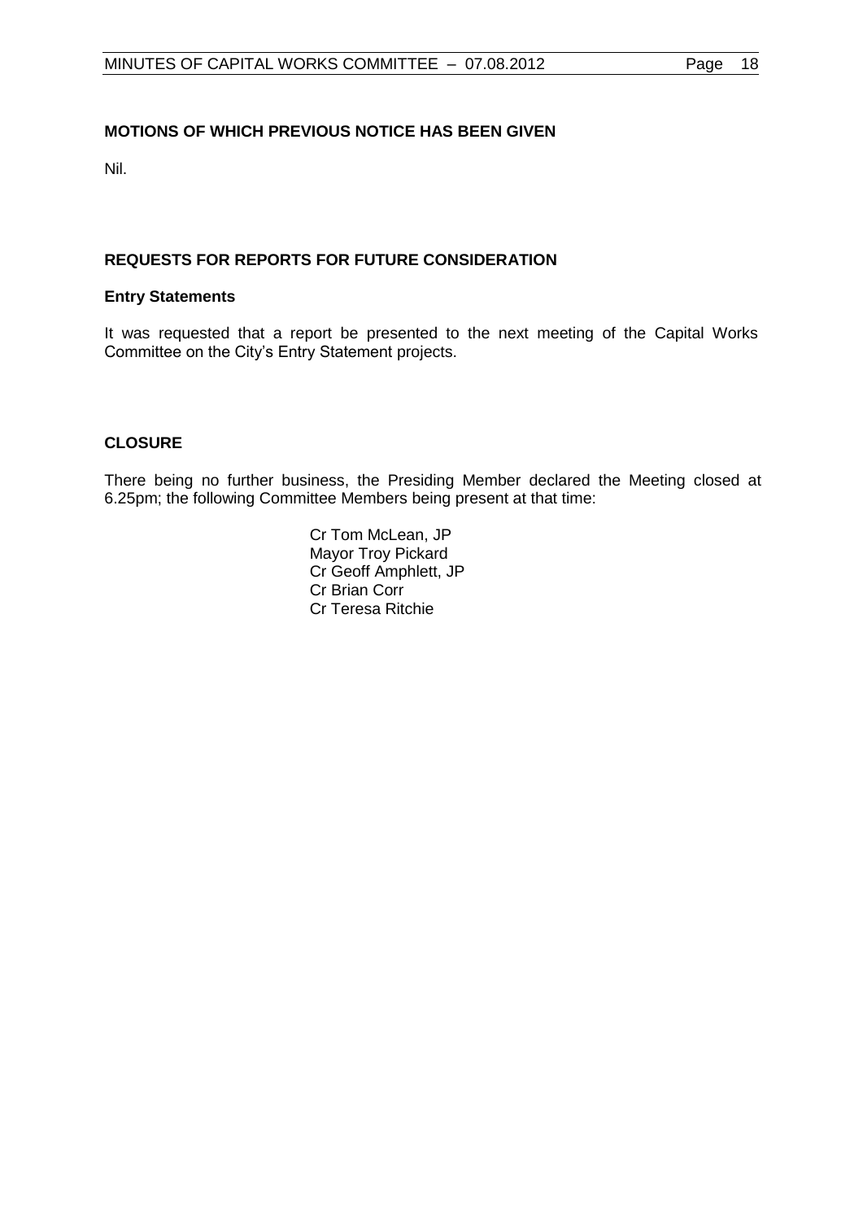**MOTIONS OF WHICH PREVIOUS NOTICE HAS BEEN GIVEN**

Nil.

**REQUESTS FOR REPORTS FOR FUTURE CONSIDERATION**

**Entry Statements**

It was requested that a report be presented to the next meeting of the Capital Works Committee on the City's Entry Statement projects.

**CLOSURE**

There being no further business, the Presiding Member declared the Meeting closed at 6.25pm; the following Committee Members being present at that time:

Cr Tom McLean, JP
Mayor Troy Pickard
Cr Geoff Amphlett, JP
Cr Brian Corr
Cr Teresa Ritchie